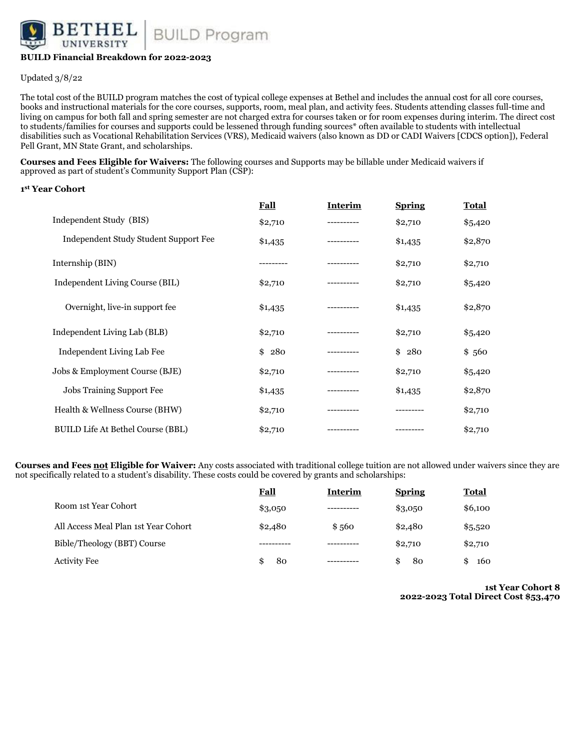**BUILD Financial Breakdown for 2022-2023**

Updated 3/8/22

The total cost of the BUILD program matches the cost of typical college expenses at Bethel and includes the annual cost for all core courses, books and instructional materials for the core courses, supports, room, meal plan, and activity fees. Students attending classes full-time and living on campus for both fall and spring semester are not charged extra for courses taken or for room expenses during interim. The direct cost to students/families for courses and supports could be lessened through funding sources* often available to students with intellectual disabilities such as Vocational Rehabilitation Services (VRS), Medicaid waivers (also known as DD or CADI Waivers [CDCS option]), Federal Pell Grant, MN State Grant, and scholarships.

**Courses and Fees Eligible for Waivers:** The following courses and Supports may be billable under Medicaid waivers if approved as part of student's Community Support Plan (CSP):

**1st Year Cohort**

| | Fall | Interim | Spring | Total |
|---|---|---|---|---|
| Independent Study (BIS) | $2,710 | ---------- | $2,710 | $5,420 |
| Independent Study Student Support Fee | $1,435 | ---------- | $1,435 | $2,870 |
| Internship (BIN) | --------- | ---------- | $2,710 | $2,710 |
| Independent Living Course (BIL) | $2,710 | ---------- | $2,710 | $5,420 |
| Overnight, live-in support fee | $1,435 | ---------- | $1,435 | $2,870 |
| Independent Living Lab (BLB) | $2,710 | ---------- | $2,710 | $5,420 |
| Independent Living Lab Fee | $ 280 | ---------- | $ 280 | $ 560 |
| Jobs & Employment Course (BJE) | $2,710 | ---------- | $2,710 | $5,420 |
| Jobs Training Support Fee | $1,435 | ---------- | $1,435 | $2,870 |
| Health & Wellness Course (BHW) | $2,710 | ---------- | --------- | $2,710 |
| BUILD Life At Bethel Course (BBL) | $2,710 | ---------- | --------- | $2,710 |

**Courses and Fees not Eligible for Waiver:** Any costs associated with traditional college tuition are not allowed under waivers since they are not specifically related to a student's disability. These costs could be covered by grants and scholarships:

| | Fall | Interim | Spring | Total |
|---|---|---|---|---|
| Room 1st Year Cohort | $3,050 | ---------- | $3,050 | $6,100 |
| All Access Meal Plan 1st Year Cohort | $2,480 | $ 560 | $2,480 | $5,520 |
| Bible/Theology (BBT) Course | ---------- | ---------- | $2,710 | $2,710 |
| Activity Fee | $ 80 | ---------- | $ 80 | $ 160 |

**1st Year Cohort 8**
**2022-2023 Total Direct Cost $53,470**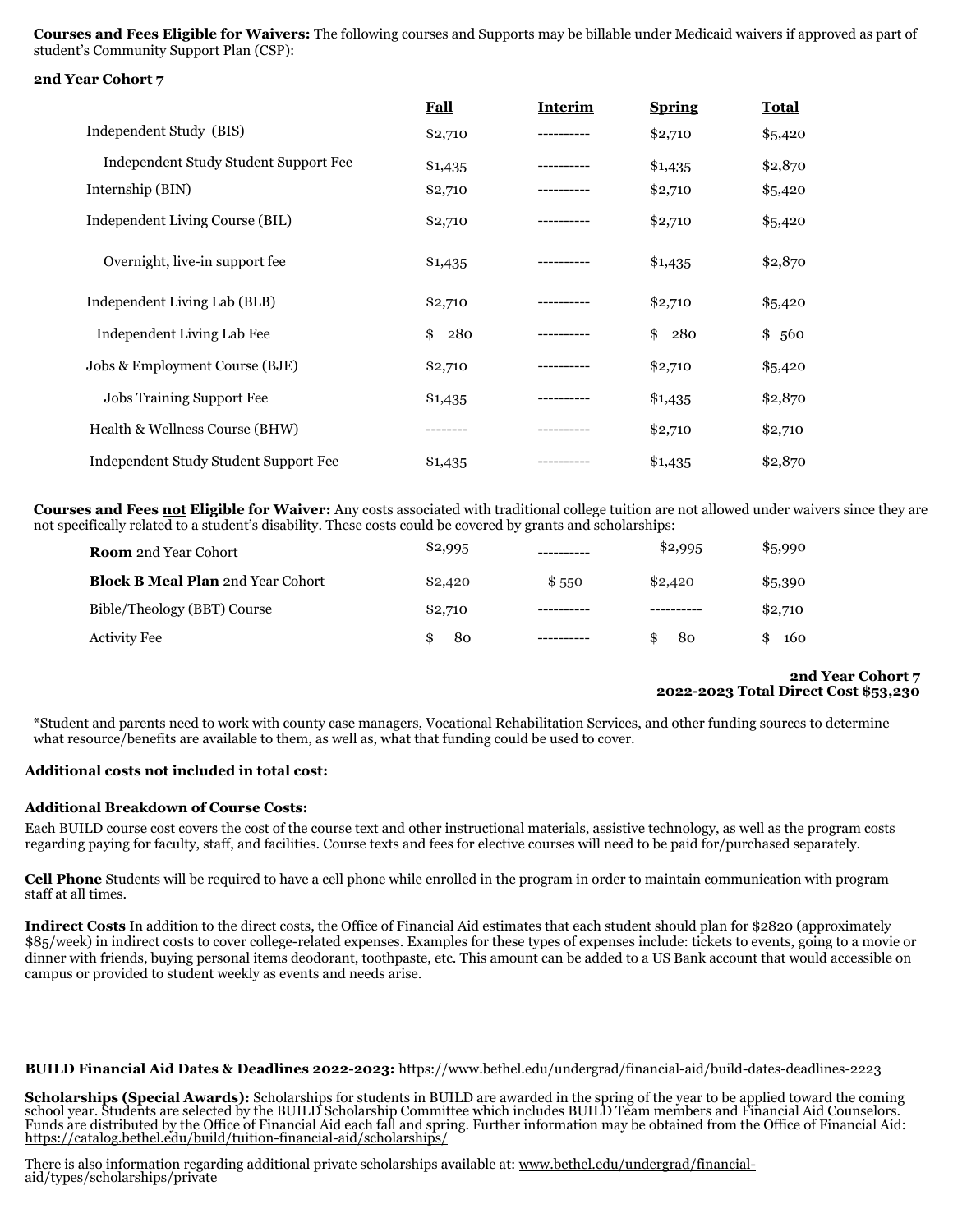**Courses and Fees Eligible for Waivers:** The following courses and Supports may be billable under Medicaid waivers if approved as part of student's Community Support Plan (CSP):

**2nd Year Cohort 7**

| | Fall | Interim | Spring | Total |
|---|---|---|---|---|
| Independent Study (BIS) | $2,710 | ---------- | $2,710 | $5,420 |
| Independent Study Student Support Fee | $1,435 | ---------- | $1,435 | $2,870 |
| Internship (BIN) | $2,710 | ---------- | $2,710 | $5,420 |
| Independent Living Course (BIL) | $2,710 | ---------- | $2,710 | $5,420 |
| Overnight, live-in support fee | $1,435 | ---------- | $1,435 | $2,870 |
| Independent Living Lab (BLB) | $2,710 | ---------- | $2,710 | $5,420 |
| Independent Living Lab Fee | $ 280 | ---------- | $ 280 | $ 560 |
| Jobs & Employment Course (BJE) | $2,710 | ---------- | $2,710 | $5,420 |
| Jobs Training Support Fee | $1,435 | ---------- | $1,435 | $2,870 |
| Health & Wellness Course (BHW) | -------- | ---------- | $2,710 | $2,710 |
| Independent Study Student Support Fee | $1,435 | ---------- | $1,435 | $2,870 |

**Courses and Fees not Eligible for Waiver:** Any costs associated with traditional college tuition are not allowed under waivers since they are not specifically related to a student's disability. These costs could be covered by grants and scholarships:

| | Fall | Interim | Spring | Total |
|---|---|---|---|---|
| **Room** 2nd Year Cohort | $2,995 | ---------- | $2,995 | $5,990 |
| **Block B Meal Plan** 2nd Year Cohort | $2,420 | $ 550 | $2,420 | $5,390 |
| Bible/Theology (BBT) Course | $2,710 | ---------- | ---------- | $2,710 |
| Activity Fee | $ 80 | ---------- | $ 80 | $ 160 |

**2nd Year Cohort 7**
**2022-2023 Total Direct Cost $53,230**

*Student and parents need to work with county case managers, Vocational Rehabilitation Services, and other funding sources to determine what resource/benefits are available to them, as well as, what that funding could be used to cover.

**Additional costs not included in total cost:**

**Additional Breakdown of Course Costs:**
Each BUILD course cost covers the cost of the course text and other instructional materials, assistive technology, as well as the program costs regarding paying for faculty, staff, and facilities. Course texts and fees for elective courses will need to be paid for/purchased separately.

**Cell Phone** Students will be required to have a cell phone while enrolled in the program in order to maintain communication with program staff at all times.

**Indirect Costs** In addition to the direct costs, the Office of Financial Aid estimates that each student should plan for $2820 (approximately $85/week) in indirect costs to cover college-related expenses. Examples for these types of expenses include: tickets to events, going to a movie or dinner with friends, buying personal items deodorant, toothpaste, etc. This amount can be added to a US Bank account that would accessible on campus or provided to student weekly as events and needs arise.

**BUILD Financial Aid Dates & Deadlines 2022-2023:** https://www.bethel.edu/undergrad/financial-aid/build-dates-deadlines-2223

**Scholarships (Special Awards):** Scholarships for students in BUILD are awarded in the spring of the year to be applied toward the coming school year. Students are selected by the BUILD Scholarship Committee which includes BUILD Team members and Financial Aid Counselors. Funds are distributed by the Office of Financial Aid each fall and spring. Further information may be obtained from the Office of Financial Aid: https://catalog.bethel.edu/build/tuition-financial-aid/scholarships/

There is also information regarding additional private scholarships available at: www.bethel.edu/undergrad/financial-aid/types/scholarships/private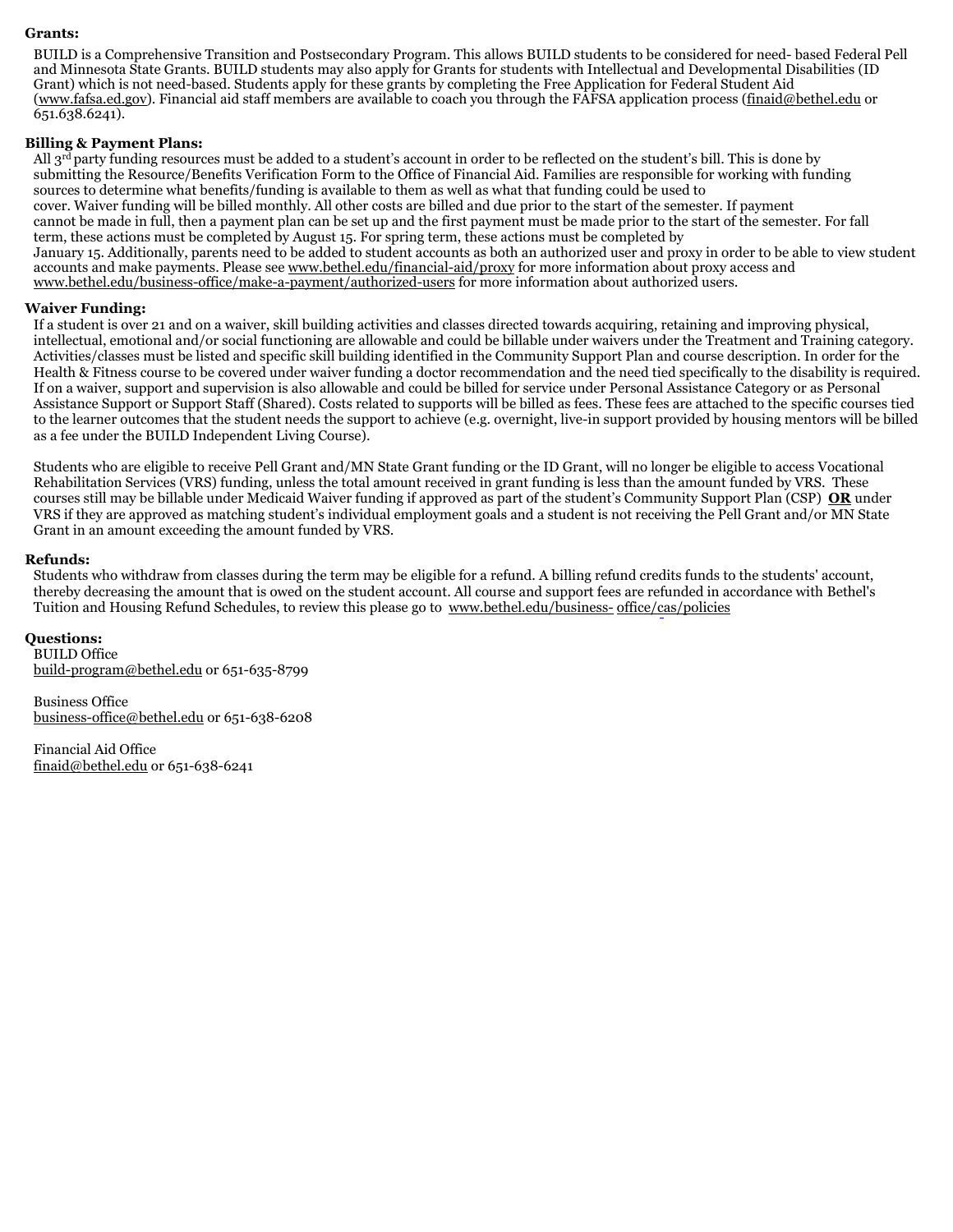**Grants:**

BUILD is a Comprehensive Transition and Postsecondary Program. This allows BUILD students to be considered for need- based Federal Pell and Minnesota State Grants. BUILD students may also apply for Grants for students with Intellectual and Developmental Disabilities (ID Grant) which is not need-based. Students apply for these grants by completing the Free Application for Federal Student Aid (www.fafsa.ed.gov). Financial aid staff members are available to coach you through the FAFSA application process (finaid@bethel.edu or 651.638.6241).

**Billing & Payment Plans:**

All 3rd party funding resources must be added to a student's account in order to be reflected on the student's bill. This is done by submitting the Resource/Benefits Verification Form to the Office of Financial Aid. Families are responsible for working with funding sources to determine what benefits/funding is available to them as well as what that funding could be used to cover. Waiver funding will be billed monthly. All other costs are billed and due prior to the start of the semester. If payment cannot be made in full, then a payment plan can be set up and the first payment must be made prior to the start of the semester. For fall term, these actions must be completed by August 15. For spring term, these actions must be completed by January 15. Additionally, parents need to be added to student accounts as both an authorized user and proxy in order to be able to view student accounts and make payments. Please see www.bethel.edu/financial-aid/proxy for more information about proxy access and www.bethel.edu/business-office/make-a-payment/authorized-users for more information about authorized users.

**Waiver Funding:**

If a student is over 21 and on a waiver, skill building activities and classes directed towards acquiring, retaining and improving physical, intellectual, emotional and/or social functioning are allowable and could be billable under waivers under the Treatment and Training category. Activities/classes must be listed and specific skill building identified in the Community Support Plan and course description. In order for the Health & Fitness course to be covered under waiver funding a doctor recommendation and the need tied specifically to the disability is required. If on a waiver, support and supervision is also allowable and could be billed for service under Personal Assistance Category or as Personal Assistance Support or Support Staff (Shared). Costs related to supports will be billed as fees. These fees are attached to the specific courses tied to the learner outcomes that the student needs the support to achieve (e.g. overnight, live-in support provided by housing mentors will be billed as a fee under the BUILD Independent Living Course).

Students who are eligible to receive Pell Grant and/MN State Grant funding or the ID Grant, will no longer be eligible to access Vocational Rehabilitation Services (VRS) funding, unless the total amount received in grant funding is less than the amount funded by VRS. These courses still may be billable under Medicaid Waiver funding if approved as part of the student's Community Support Plan (CSP) **OR** under VRS if they are approved as matching student's individual employment goals and a student is not receiving the Pell Grant and/or MN State Grant in an amount exceeding the amount funded by VRS.

**Refunds:**

Students who withdraw from classes during the term may be eligible for a refund. A billing refund credits funds to the students' account, thereby decreasing the amount that is owed on the student account. All course and support fees are refunded in accordance with Bethel's Tuition and Housing Refund Schedules, to review this please go to www.bethel.edu/business-office/cas/policies

**Questions:**

BUILD Office
build-program@bethel.edu or 651-635-8799

Business Office
business-office@bethel.edu or 651-638-6208

Financial Aid Office
finaid@bethel.edu or 651-638-6241